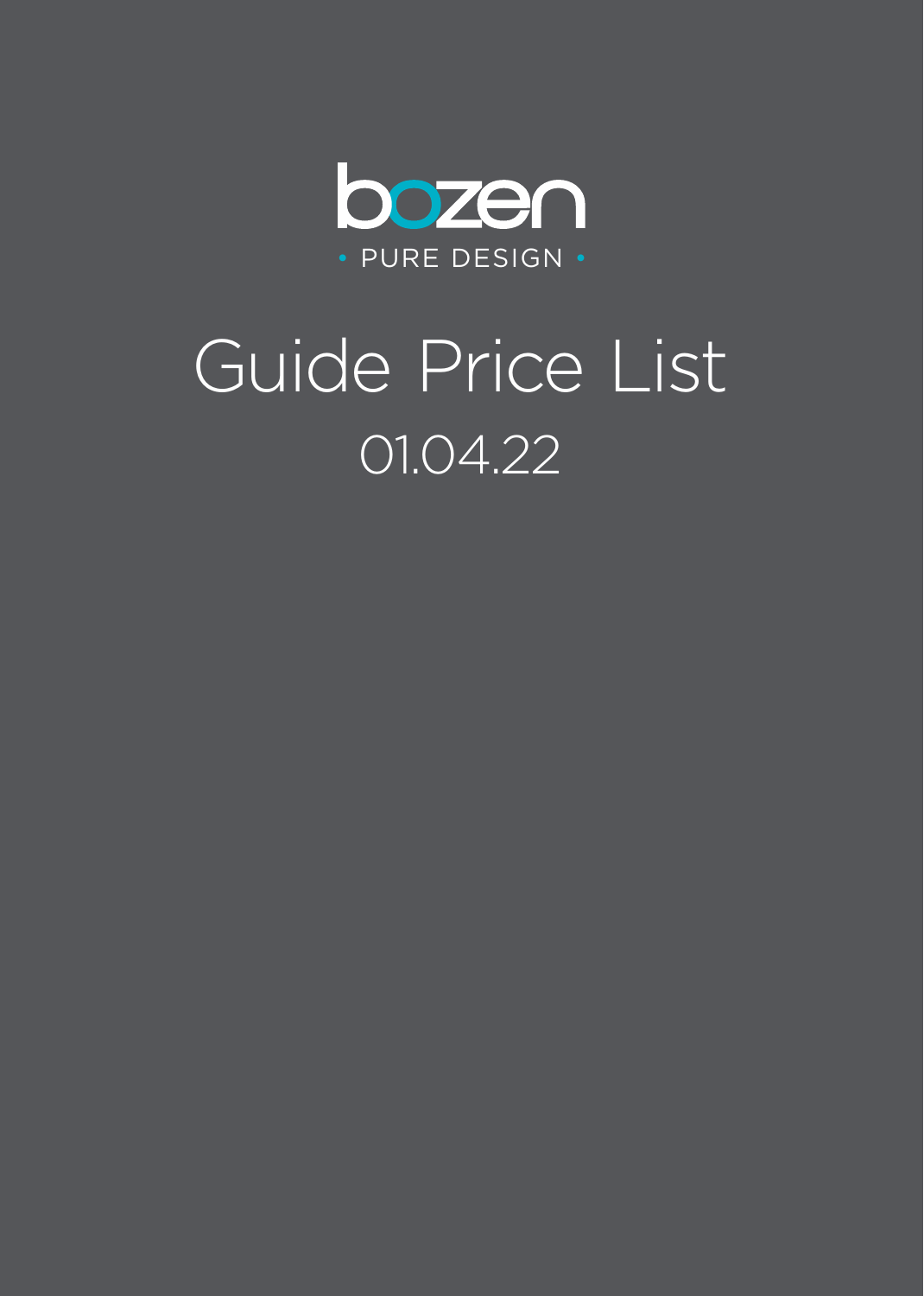bozen

• PURE DESIGN •

# Guide Price List

01.04.22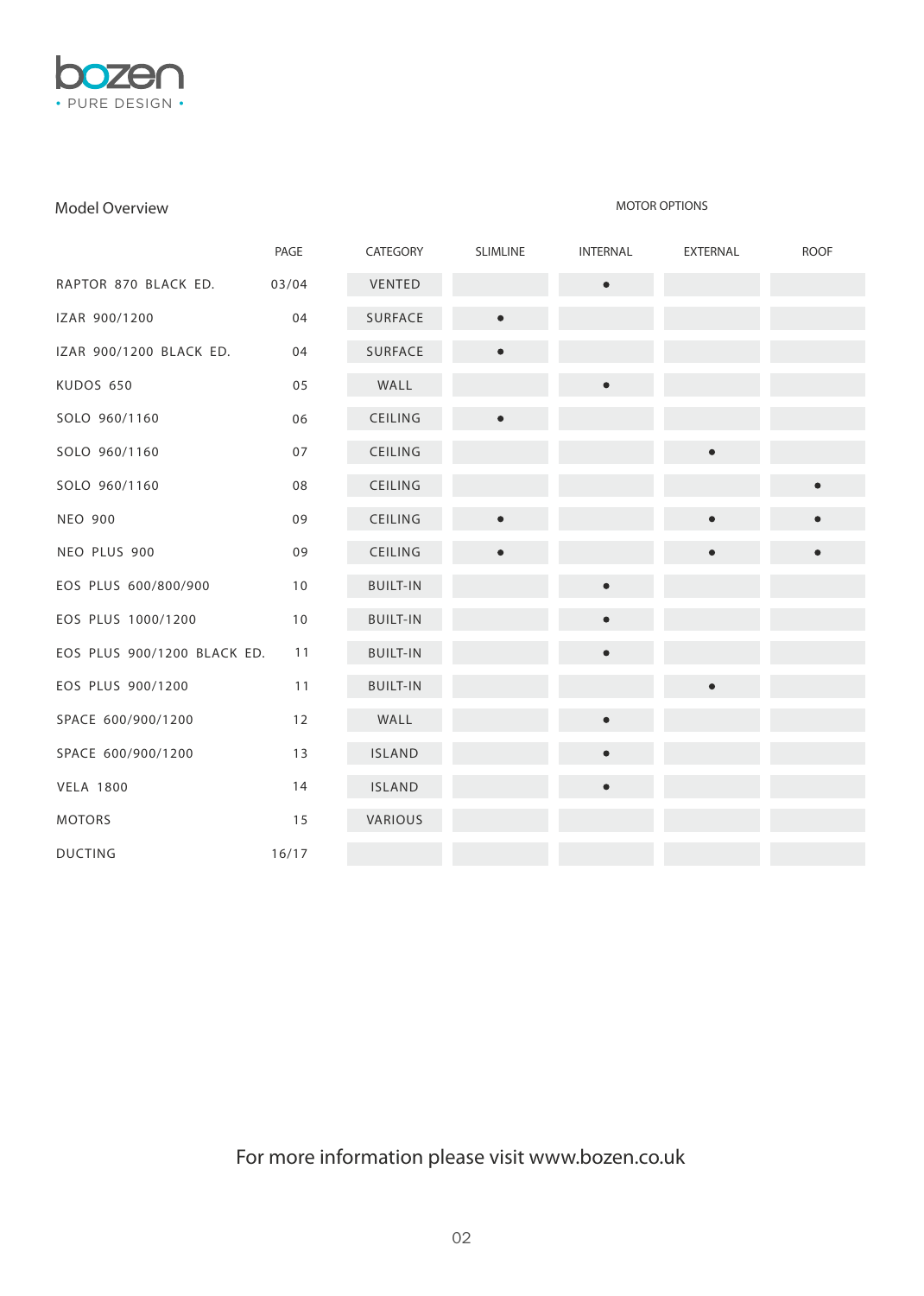bozen

• PURE DESIGN •

## Model Overview

| | PAGE | CATEGORY | MOTOR OPTIONS | | | |
|---|---|---|---|---|---|---|
| | | | SLIMLINE | INTERNAL | EXTERNAL | ROOF |
| RAPTOR 870 BLACK ED. | 03/04 | VENTED | | • | | |
| IZAR 900/1200 | 04 | SURFACE | • | | | |
| IZAR 900/1200 BLACK ED. | 04 | SURFACE | • | | | |
| KUDOS 650 | 05 | WALL | | • | | |
| SOLO 960/1160 | 06 | CEILING | • | | | |
| SOLO 960/1160 | 07 | CEILING | | | • | |
| SOLO 960/1160 | 08 | CEILING | | | | • |
| NEO 900 | 09 | CEILING | • | | • | • |
| NEO PLUS 900 | 09 | CEILING | • | | • | • |
| EOS PLUS 600/800/900 | 10 | BUILT-IN | | • | | |
| EOS PLUS 1000/1200 | 10 | BUILT-IN | | • | | |
| EOS PLUS 900/1200 BLACK ED. | 11 | BUILT-IN | | • | | |
| EOS PLUS 900/1200 | 11 | BUILT-IN | | | • | |
| SPACE 600/900/1200 | 12 | WALL | | • | | |
| SPACE 600/900/1200 | 13 | ISLAND | | • | | |
| VELA 1800 | 14 | ISLAND | | • | | |
| MOTORS | 15 | VARIOUS | | | | |
| DUCTING | 16/17 | | | | | |

For more information please visit www.bozen.co.uk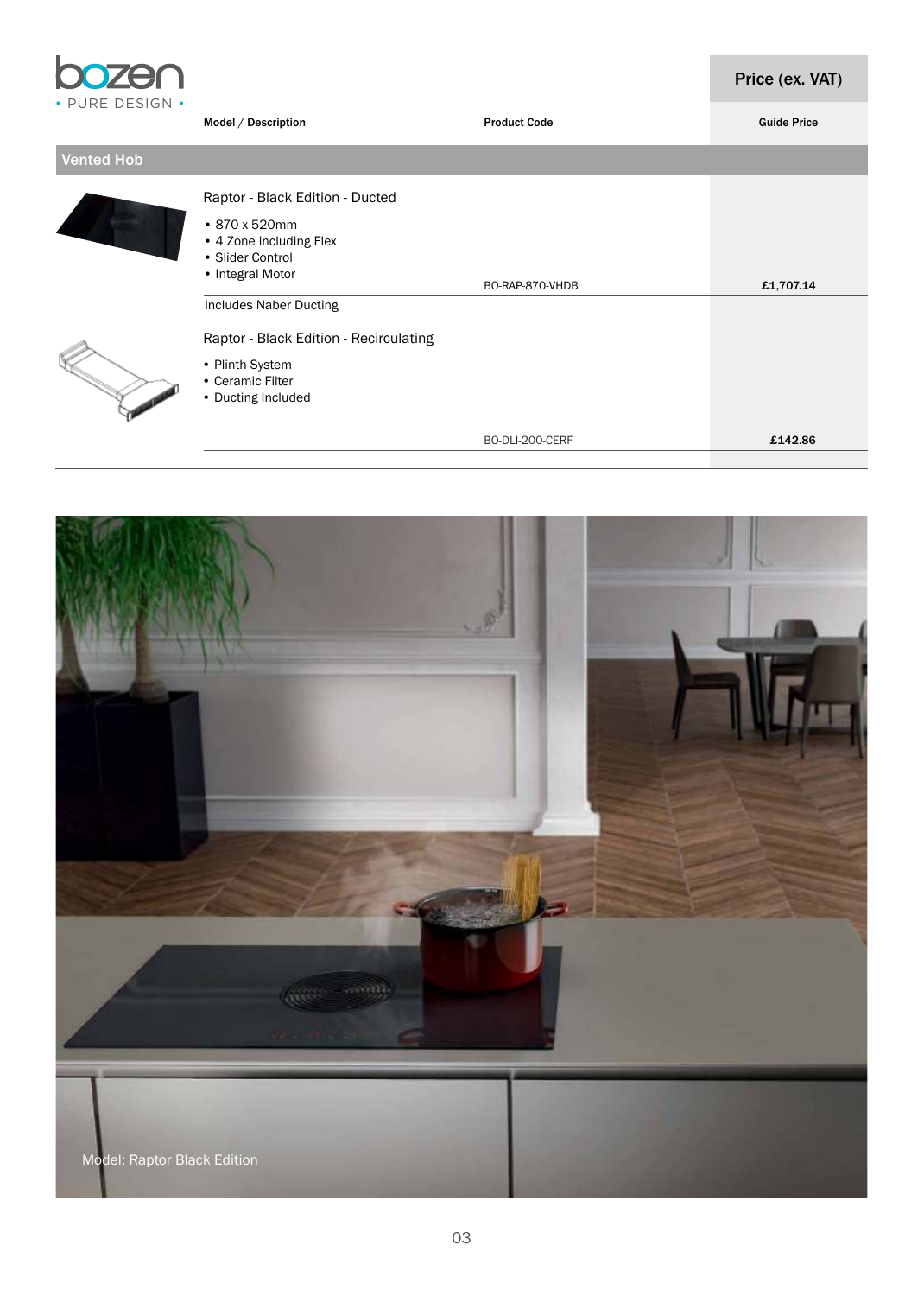| Model / Description | Product Code | Price (ex. VAT) Guide Price |
|---|---|---|
| **Vented Hob** | | |
| Raptor - Black Edition - Ducted<br>• 870 x 520mm<br>• 4 Zone including Flex<br>• Slider Control<br>• Integral Motor | BO-RAP-870-VHDB | £1,707.14 |
| Includes Naber Ducting | | |
| Raptor - Black Edition - Recirculating<br>• Plinth System<br>• Ceramic Filter<br>• Ducting Included | BO-DLI-200-CERF | £142.86 |

Model: Raptor Black Edition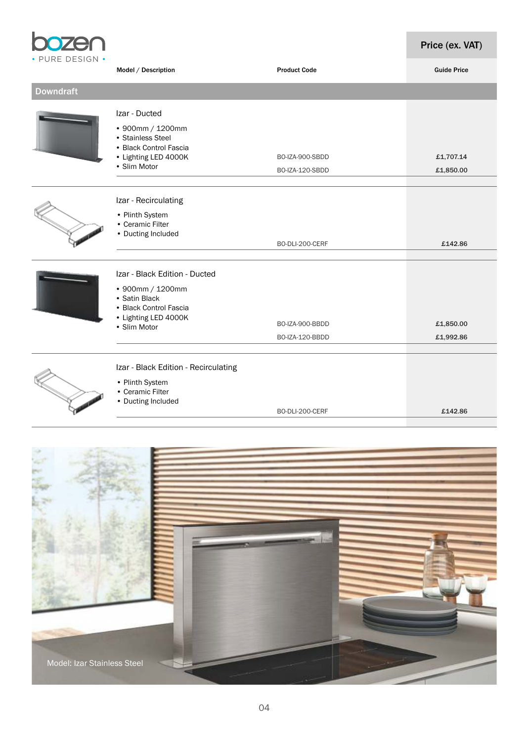| Model / Description | Product Code | Price (ex. VAT) Guide Price |
|---|---|---|
| **Downdraft** | | |
| Izar - Ducted<br>• 900mm / 1200mm<br>• Stainless Steel<br>• Black Control Fascia<br>• Lighting LED 4000K<br>• Slim Motor | BO-IZA-900-SBDD | £1,707.14 |
| | BO-IZA-120-SBDD | £1,850.00 |
| Izar - Recirculating<br>• Plinth System<br>• Ceramic Filter<br>• Ducting Included | BO-DLI-200-CERF | £142.86 |
| Izar - Black Edition - Ducted<br>• 900mm / 1200mm<br>• Satin Black<br>• Black Control Fascia<br>• Lighting LED 4000K<br>• Slim Motor | BO-IZA-900-BBDD | £1,850.00 |
| | BO-IZA-120-BBDD | £1,992.86 |
| Izar - Black Edition - Recirculating<br>• Plinth System<br>• Ceramic Filter<br>• Ducting Included | BO-DLI-200-CERF | £142.86 |

Model: Izar Stainless Steel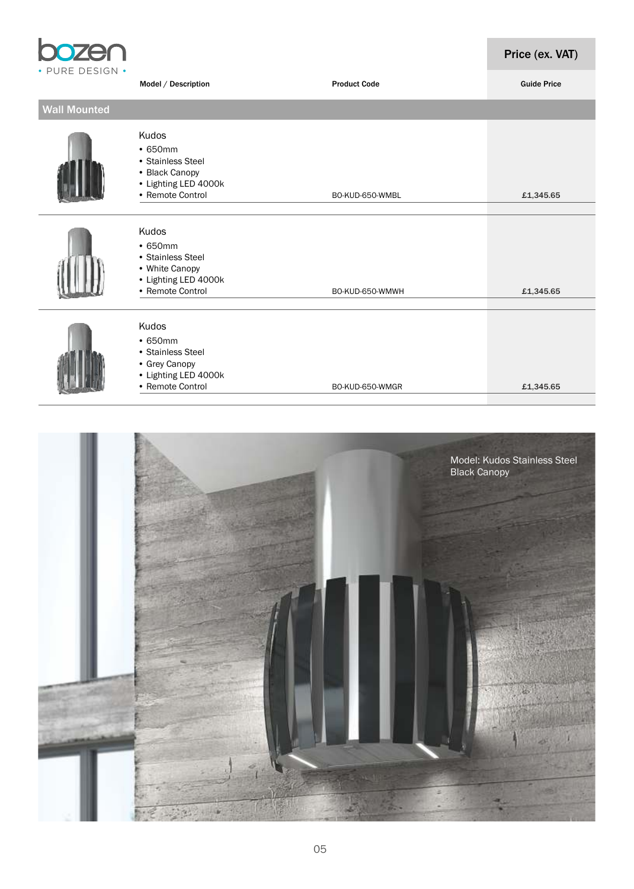| Model / Description | Product Code | Price (ex. VAT) Guide Price |
|---|---|---|
| **Wall Mounted** | | |
| Kudos<br>• 650mm<br>• Stainless Steel<br>• Black Canopy<br>• Lighting LED 4000k<br>• Remote Control | BO-KUD-650-WMBL | £1,345.65 |
| Kudos<br>• 650mm<br>• Stainless Steel<br>• White Canopy<br>• Lighting LED 4000k<br>• Remote Control | BO-KUD-650-WMWH | £1,345.65 |
| Kudos<br>• 650mm<br>• Stainless Steel<br>• Grey Canopy<br>• Lighting LED 4000k<br>• Remote Control | BO-KUD-650-WMGR | £1,345.65 |

Model: Kudos Stainless Steel Black Canopy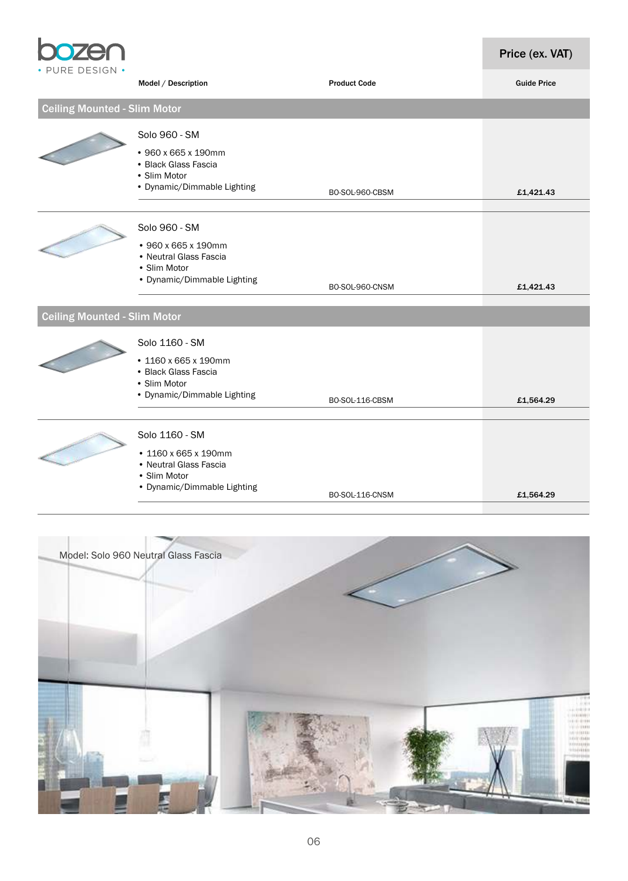| Model / Description | Product Code | Price (ex. VAT) Guide Price |
|---|---|---|
| **Ceiling Mounted - Slim Motor** | | |
| Solo 960 - SM<br>• 960 x 665 x 190mm<br>• Black Glass Fascia<br>• Slim Motor<br>• Dynamic/Dimmable Lighting | BO-SOL-960-CBSM | **£1,421.43** |
| Solo 960 - SM<br>• 960 x 665 x 190mm<br>• Neutral Glass Fascia<br>• Slim Motor<br>• Dynamic/Dimmable Lighting | BO-SOL-960-CNSM | **£1,421.43** |
| **Ceiling Mounted - Slim Motor** | | |
| Solo 1160 - SM<br>• 1160 x 665 x 190mm<br>• Black Glass Fascia<br>• Slim Motor<br>• Dynamic/Dimmable Lighting | BO-SOL-116-CBSM | **£1,564.29** |
| Solo 1160 - SM<br>• 1160 x 665 x 190mm<br>• Neutral Glass Fascia<br>• Slim Motor<br>• Dynamic/Dimmable Lighting | BO-SOL-116-CNSM | **£1,564.29** |

Model: Solo 960 Neutral Glass Fascia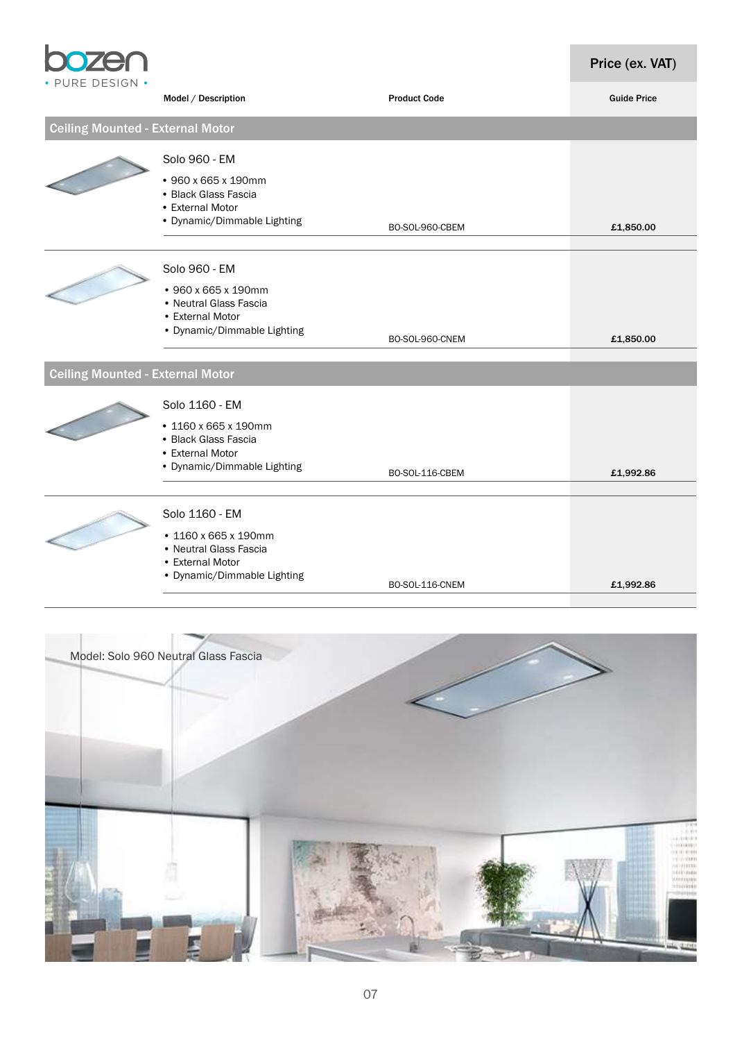bozen

• PURE DESIGN •

| Model / Description | Product Code | Price (ex. VAT) Guide Price |
|---|---|---|
| **Ceiling Mounted - External Motor** | | |
| Solo 960 - EM<br>• 960 x 665 x 190mm<br>• Black Glass Fascia<br>• External Motor<br>• Dynamic/Dimmable Lighting | BO-SOL-960-CBEM | £1,850.00 |
| Solo 960 - EM<br>• 960 x 665 x 190mm<br>• Neutral Glass Fascia<br>• External Motor<br>• Dynamic/Dimmable Lighting | BO-SOL-960-CNEM | £1,850.00 |
| **Ceiling Mounted - External Motor** | | |
| Solo 1160 - EM<br>• 1160 x 665 x 190mm<br>• Black Glass Fascia<br>• External Motor<br>• Dynamic/Dimmable Lighting | BO-SOL-116-CBEM | £1,992.86 |
| Solo 1160 - EM<br>• 1160 x 665 x 190mm<br>• Neutral Glass Fascia<br>• External Motor<br>• Dynamic/Dimmable Lighting | BO-SOL-116-CNEM | £1,992.86 |

Model: Solo 960 Neutral Glass Fascia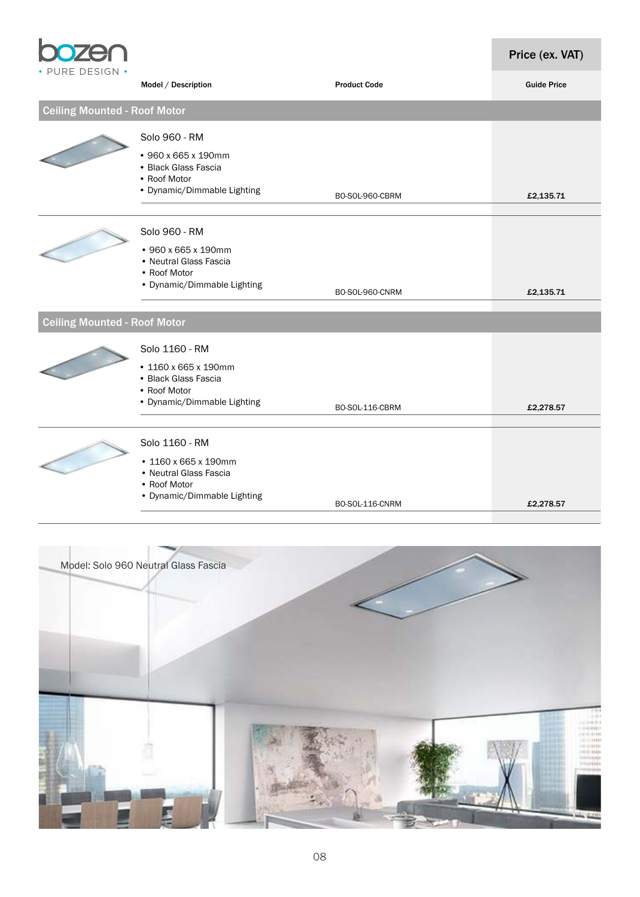bozen • PURE DESIGN •

| Model / Description | Product Code | Price (ex. VAT) Guide Price |
|---|---|---|
| **Ceiling Mounted - Roof Motor** | | |
| Solo 960 - RM<br>• 960 x 665 x 190mm<br>• Black Glass Fascia<br>• Roof Motor<br>• Dynamic/Dimmable Lighting | BO-SOL-960-CBRM | **£2,135.71** |
| Solo 960 - RM<br>• 960 x 665 x 190mm<br>• Neutral Glass Fascia<br>• Roof Motor<br>• Dynamic/Dimmable Lighting | BO-SOL-960-CNRM | **£2,135.71** |
| **Ceiling Mounted - Roof Motor** | | |
| Solo 1160 - RM<br>• 1160 x 665 x 190mm<br>• Black Glass Fascia<br>• Roof Motor<br>• Dynamic/Dimmable Lighting | BO-SOL-116-CBRM | **£2,278.57** |
| Solo 1160 - RM<br>• 1160 x 665 x 190mm<br>• Neutral Glass Fascia<br>• Roof Motor<br>• Dynamic/Dimmable Lighting | BO-SOL-116-CNRM | **£2,278.57** |

Model: Solo 960 Neutral Glass Fascia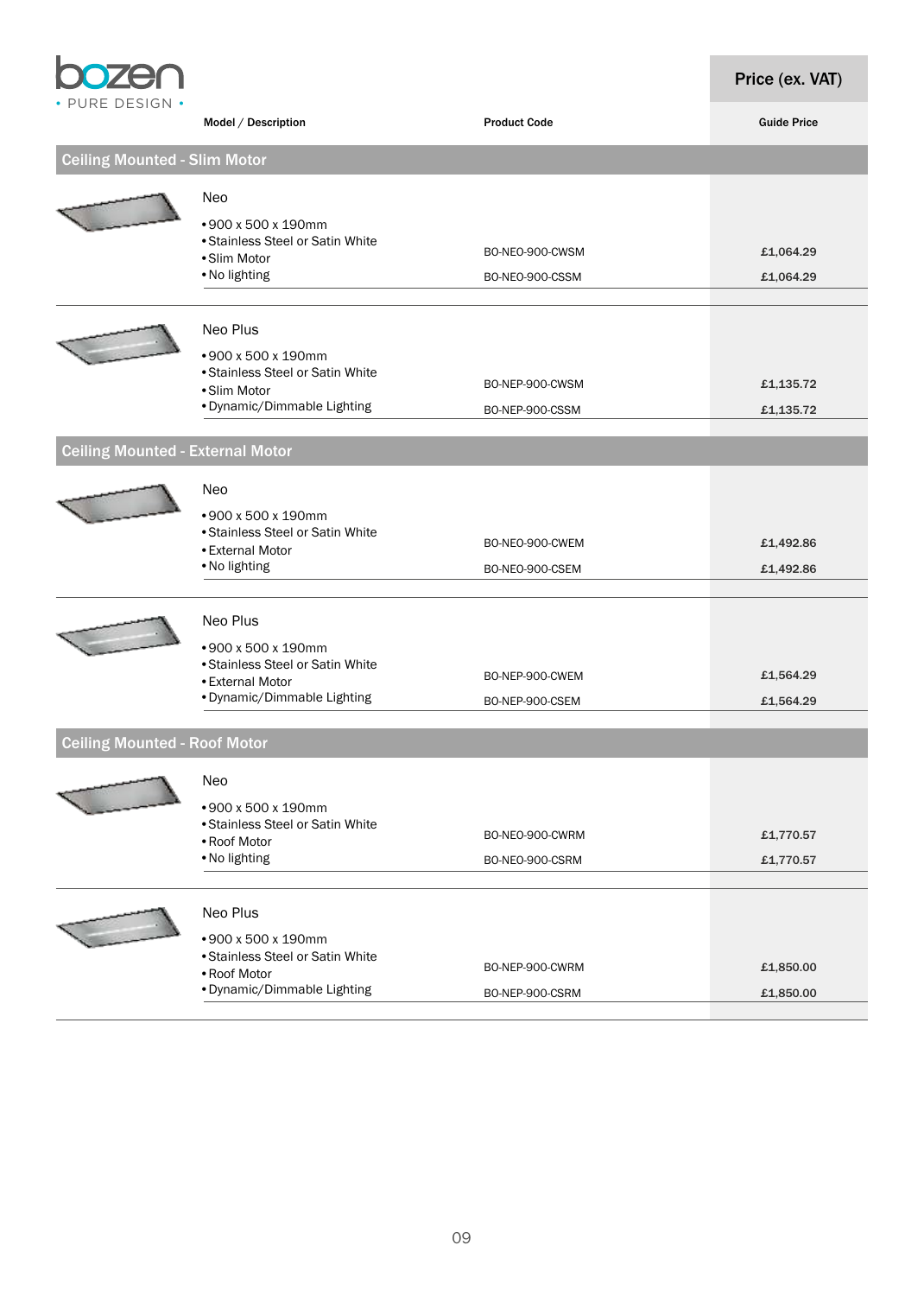bozen
• PURE DESIGN •

| Model / Description | Product Code | Price (ex. VAT) Guide Price |
|---|---|---|
| **Ceiling Mounted - Slim Motor** | | |
| Neo<br>• 900 x 500 x 190mm<br>• Stainless Steel or Satin White<br>• Slim Motor<br>• No lighting | BO-NEO-900-CWSM<br>BO-NEO-900-CSSM | £1,064.29<br>£1,064.29 |
| Neo Plus<br>• 900 x 500 x 190mm<br>• Stainless Steel or Satin White<br>• Slim Motor<br>• Dynamic/Dimmable Lighting | BO-NEP-900-CWSM<br>BO-NEP-900-CSSM | £1,135.72<br>£1,135.72 |
| **Ceiling Mounted - External Motor** | | |
| Neo<br>• 900 x 500 x 190mm<br>• Stainless Steel or Satin White<br>• External Motor<br>• No lighting | BO-NEO-900-CWEM<br>BO-NEO-900-CSEM | £1,492.86<br>£1,492.86 |
| Neo Plus<br>• 900 x 500 x 190mm<br>• Stainless Steel or Satin White<br>• External Motor<br>• Dynamic/Dimmable Lighting | BO-NEP-900-CWEM<br>BO-NEP-900-CSEM | £1,564.29<br>£1,564.29 |
| **Ceiling Mounted - Roof Motor** | | |
| Neo<br>• 900 x 500 x 190mm<br>• Stainless Steel or Satin White<br>• Roof Motor<br>• No lighting | BO-NEO-900-CWRM<br>BO-NEO-900-CSRM | £1,770.57<br>£1,770.57 |
| Neo Plus<br>• 900 x 500 x 190mm<br>• Stainless Steel or Satin White<br>• Roof Motor<br>• Dynamic/Dimmable Lighting | BO-NEP-900-CWRM<br>BO-NEP-900-CSRM | £1,850.00<br>£1,850.00 |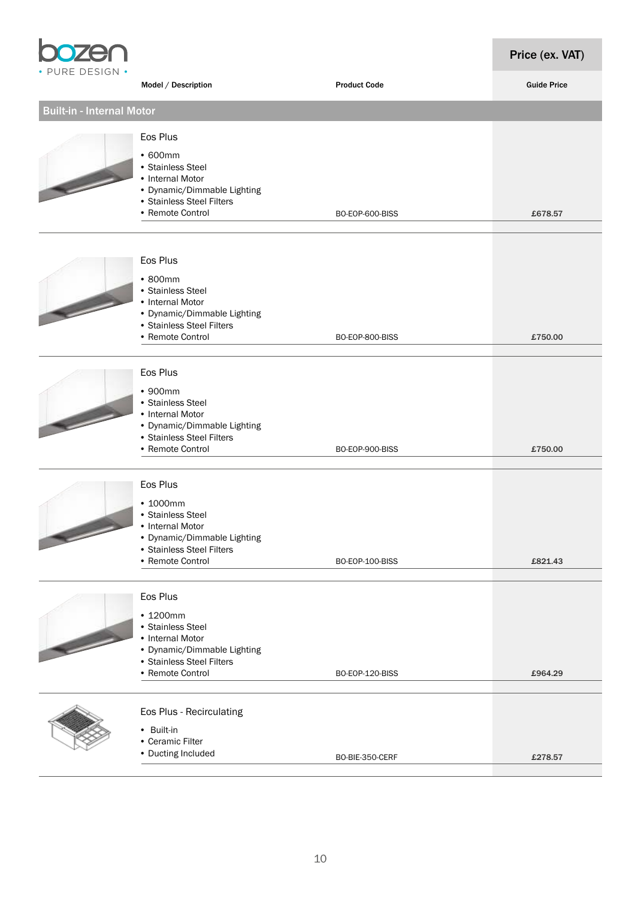| Model / Description | Product Code | Price (ex. VAT) Guide Price |
|---|---|---|
| **Built-in - Internal Motor** | | |
| Eos Plus<br>• 600mm<br>• Stainless Steel<br>• Internal Motor<br>• Dynamic/Dimmable Lighting<br>• Stainless Steel Filters<br>• Remote Control | BO-EOP-600-BISS | £678.57 |
| Eos Plus<br>• 800mm<br>• Stainless Steel<br>• Internal Motor<br>• Dynamic/Dimmable Lighting<br>• Stainless Steel Filters<br>• Remote Control | BO-EOP-800-BISS | £750.00 |
| Eos Plus<br>• 900mm<br>• Stainless Steel<br>• Internal Motor<br>• Dynamic/Dimmable Lighting<br>• Stainless Steel Filters<br>• Remote Control | BO-EOP-900-BISS | £750.00 |
| Eos Plus<br>• 1000mm<br>• Stainless Steel<br>• Internal Motor<br>• Dynamic/Dimmable Lighting<br>• Stainless Steel Filters<br>• Remote Control | BO-EOP-100-BISS | £821.43 |
| Eos Plus<br>• 1200mm<br>• Stainless Steel<br>• Internal Motor<br>• Dynamic/Dimmable Lighting<br>• Stainless Steel Filters<br>• Remote Control | BO-EOP-120-BISS | £964.29 |
| Eos Plus - Recirculating<br>• Built-in<br>• Ceramic Filter<br>• Ducting Included | BO-BIE-350-CERF | £278.57 |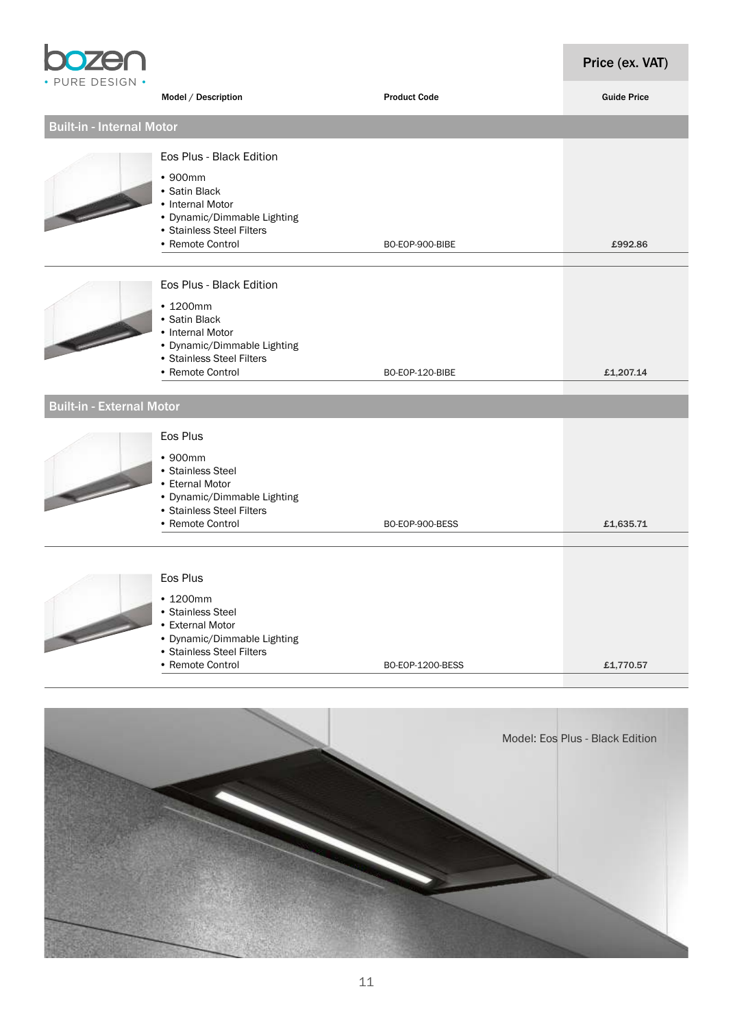bozen
• PURE DESIGN •

| Model / Description | Product Code | Price (ex. VAT) Guide Price |
|---|---|---|
| **Built-in - Internal Motor** | | |
| Eos Plus - Black Edition<br>• 900mm<br>• Satin Black<br>• Internal Motor<br>• Dynamic/Dimmable Lighting<br>• Stainless Steel Filters<br>• Remote Control | BO-EOP-900-BIBE | £992.86 |
| Eos Plus - Black Edition<br>• 1200mm<br>• Satin Black<br>• Internal Motor<br>• Dynamic/Dimmable Lighting<br>• Stainless Steel Filters<br>• Remote Control | BO-EOP-120-BIBE | £1,207.14 |
| **Built-in - External Motor** | | |
| Eos Plus<br>• 900mm<br>• Stainless Steel<br>• Eternal Motor<br>• Dynamic/Dimmable Lighting<br>• Stainless Steel Filters<br>• Remote Control | BO-EOP-900-BESS | £1,635.71 |
| Eos Plus<br>• 1200mm<br>• Stainless Steel<br>• External Motor<br>• Dynamic/Dimmable Lighting<br>• Stainless Steel Filters<br>• Remote Control | BO-EOP-1200-BESS | £1,770.57 |

Model: Eos Plus - Black Edition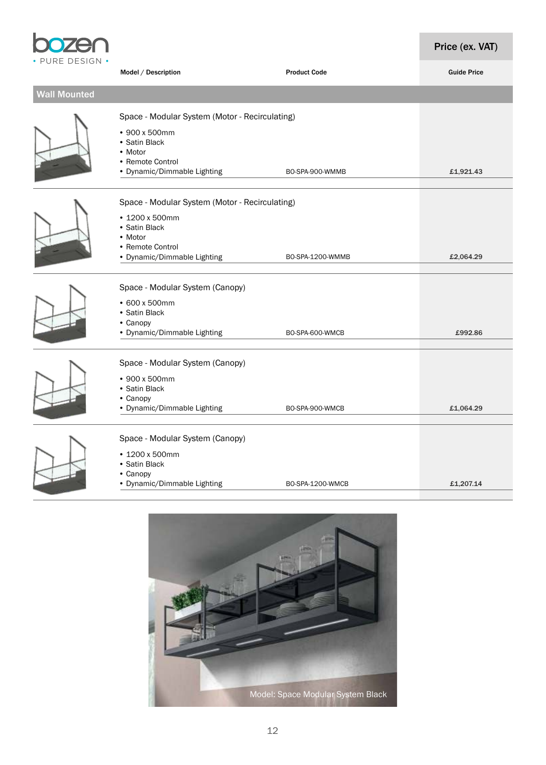| Model / Description | Product Code | Price (ex. VAT) Guide Price |
|---|---|---|
| **Wall Mounted** | | |
| Space - Modular System (Motor - Recirculating) • 900 x 500mm • Satin Black • Motor • Remote Control • Dynamic/Dimmable Lighting | BO-SPA-900-WMMB | £1,921.43 |
| Space - Modular System (Motor - Recirculating) • 1200 x 500mm • Satin Black • Motor • Remote Control • Dynamic/Dimmable Lighting | BO-SPA-1200-WMMB | £2,064.29 |
| Space - Modular System (Canopy) • 600 x 500mm • Satin Black • Canopy • Dynamic/Dimmable Lighting | BO-SPA-600-WMCB | £992.86 |
| Space - Modular System (Canopy) • 900 x 500mm • Satin Black • Canopy • Dynamic/Dimmable Lighting | BO-SPA-900-WMCB | £1,064.29 |
| Space - Modular System (Canopy) • 1200 x 500mm • Satin Black • Canopy • Dynamic/Dimmable Lighting | BO-SPA-1200-WMCB | £1,207.14 |

Model: Space Modular System Black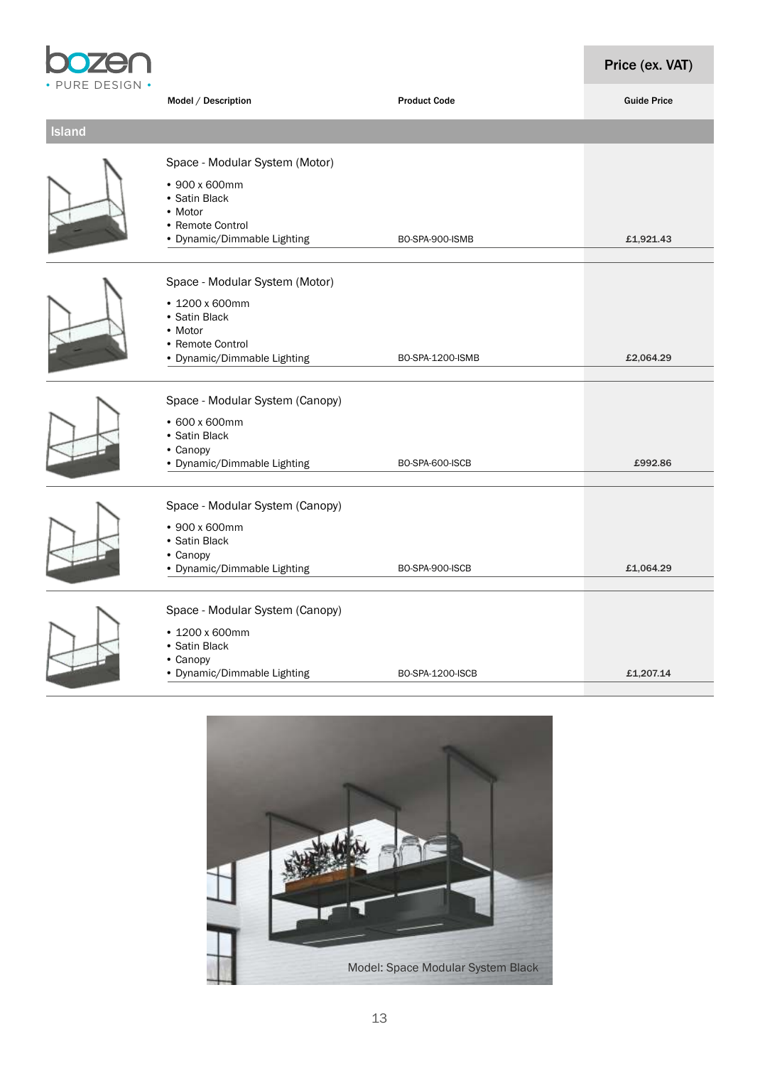| Model / Description | Product Code | Price (ex. VAT) Guide Price |
|---|---|---|
| **Island** | | |
| Space - Modular System (Motor)<br>• 900 x 600mm<br>• Satin Black<br>• Motor<br>• Remote Control<br>• Dynamic/Dimmable Lighting | BO-SPA-900-ISMB | £1,921.43 |
| Space - Modular System (Motor)<br>• 1200 x 600mm<br>• Satin Black<br>• Motor<br>• Remote Control<br>• Dynamic/Dimmable Lighting | BO-SPA-1200-ISMB | £2,064.29 |
| Space - Modular System (Canopy)<br>• 600 x 600mm<br>• Satin Black<br>• Canopy<br>• Dynamic/Dimmable Lighting | BO-SPA-600-ISCB | £992.86 |
| Space - Modular System (Canopy)<br>• 900 x 600mm<br>• Satin Black<br>• Canopy<br>• Dynamic/Dimmable Lighting | BO-SPA-900-ISCB | £1,064.29 |
| Space - Modular System (Canopy)<br>• 1200 x 600mm<br>• Satin Black<br>• Canopy<br>• Dynamic/Dimmable Lighting | BO-SPA-1200-ISCB | £1,207.14 |

Model: Space Modular System Black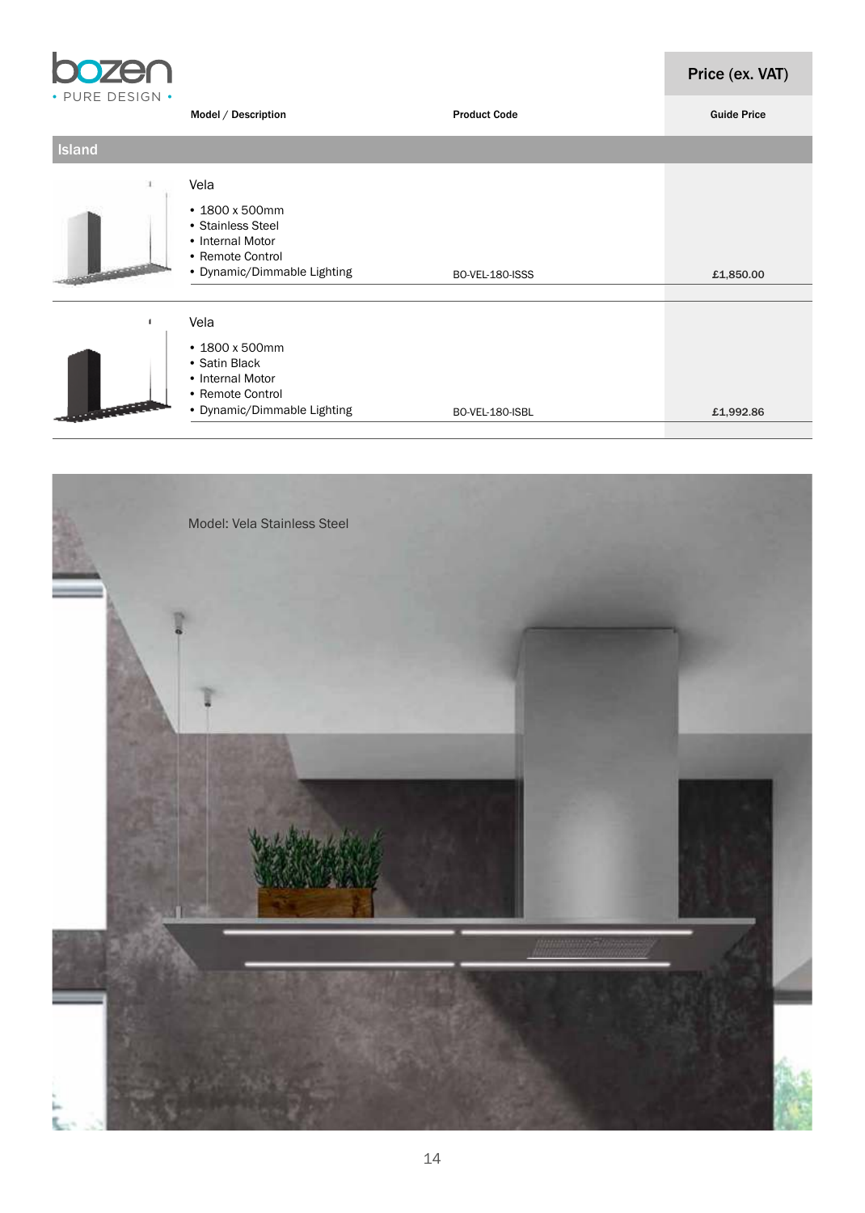bozen
• PURE DESIGN •

| Model / Description | Product Code | Price (ex. VAT) Guide Price |
|---|---|---|
| **Island** | | |
| Vela<br>• 1800 x 500mm<br>• Stainless Steel<br>• Internal Motor<br>• Remote Control<br>• Dynamic/Dimmable Lighting | BO-VEL-180-ISSS | £1,850.00 |
| Vela<br>• 1800 x 500mm<br>• Satin Black<br>• Internal Motor<br>• Remote Control<br>• Dynamic/Dimmable Lighting | BO-VEL-180-ISBL | £1,992.86 |

Model: Vela Stainless Steel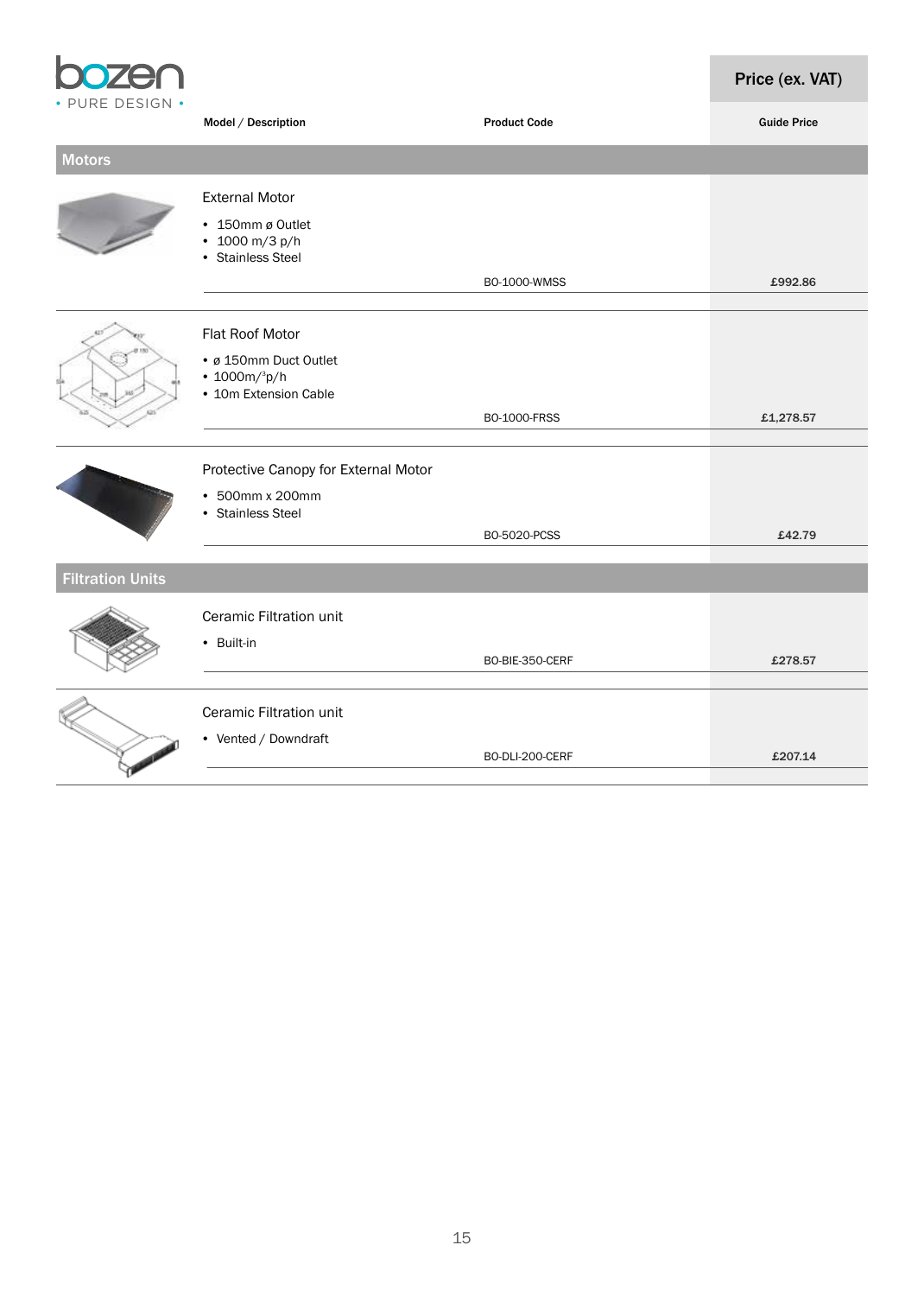| Model / Description | Product Code | Price (ex. VAT) Guide Price |
|---|---|---|
| **Motors** | | |
| External Motor<br>• 150mm ø Outlet<br>• 1000 m/3 p/h<br>• Stainless Steel | BO-1000-WMSS | £992.86 |
| Flat Roof Motor<br>• ø 150mm Duct Outlet<br>• 1000m/³p/h<br>• 10m Extension Cable | BO-1000-FRSS | £1,278.57 |
| Protective Canopy for External Motor<br>• 500mm x 200mm<br>• Stainless Steel | BO-5020-PCSS | £42.79 |
| **Filtration Units** | | |
| Ceramic Filtration unit<br>• Built-in | BO-BIE-350-CERF | £278.57 |
| Ceramic Filtration unit<br>• Vented / Downdraft | BO-DLI-200-CERF | £207.14 |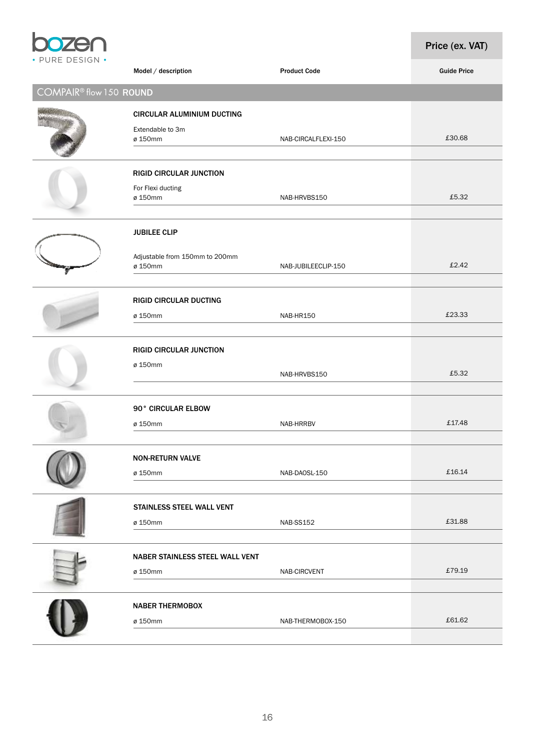| Model / description | Product Code | Price (ex. VAT) Guide Price |
|---|---|---|
| **COMPAIR® flow 150 ROUND** | | |
| **CIRCULAR ALUMINIUM DUCTING** Extendable to 3m ø 150mm | NAB-CIRCALFLEXI-150 | £30.68 |
| **RIGID CIRCULAR JUNCTION** For Flexi ducting ø 150mm | NAB-HRVBS150 | £5.32 |
| **JUBILEE CLIP** Adjustable from 150mm to 200mm ø 150mm | NAB-JUBILEECLIP-150 | £2.42 |
| **RIGID CIRCULAR DUCTING** ø 150mm | NAB-HR150 | £23.33 |
| **RIGID CIRCULAR JUNCTION** ø 150mm | NAB-HRVBS150 | £5.32 |
| **90° CIRCULAR ELBOW** ø 150mm | NAB-HRRBV | £17.48 |
| **NON-RETURN VALVE** ø 150mm | NAB-DAOSL-150 | £16.14 |
| **STAINLESS STEEL WALL VENT** ø 150mm | NAB-SS152 | £31.88 |
| **NABER STAINLESS STEEL WALL VENT** ø 150mm | NAB-CIRCVENT | £79.19 |
| **NABER THERMOBOX** ø 150mm | NAB-THERMOBOX-150 | £61.62 |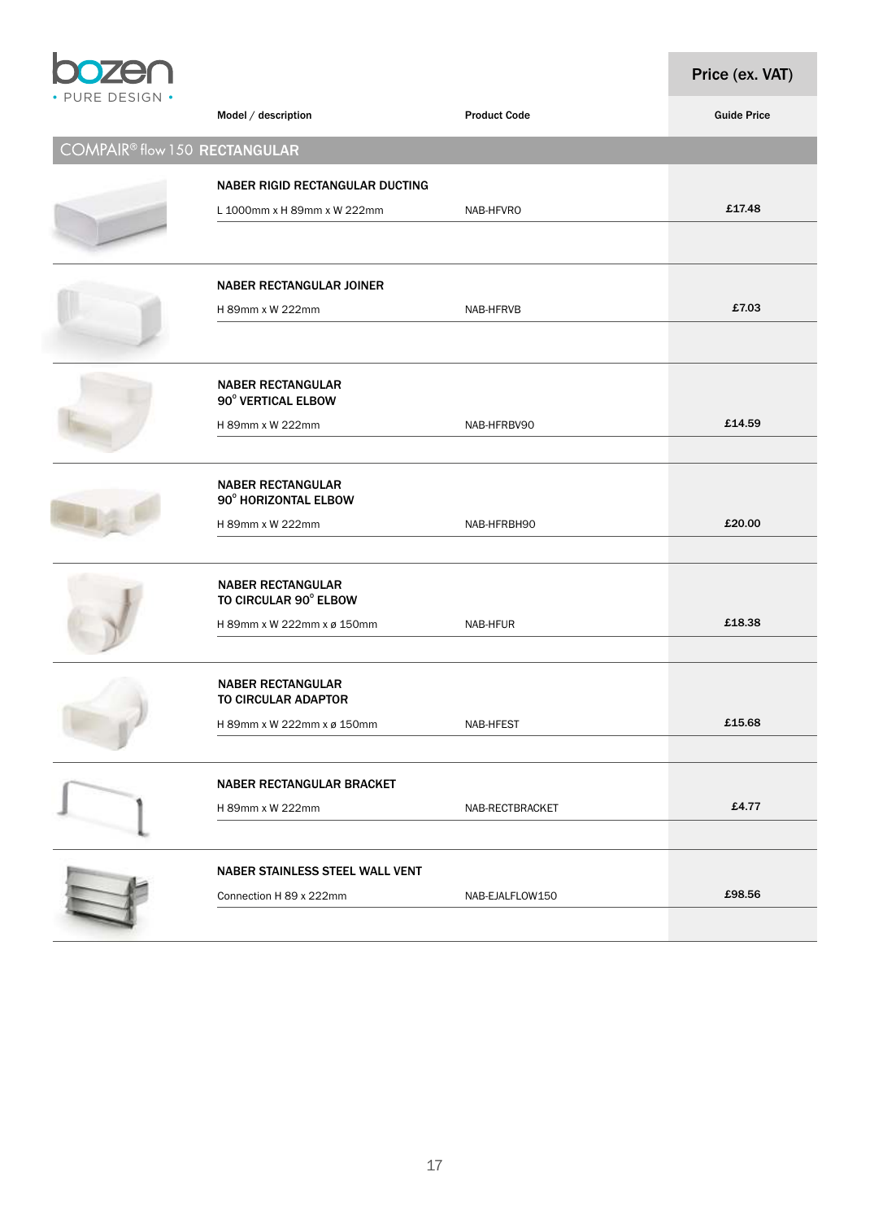bozen
• PURE DESIGN •

| Model / description | Product Code | Price (ex. VAT) Guide Price |
|---|---|---|
| **COMPAIR® flow 150 RECTANGULAR** | | |
| **NABER RIGID RECTANGULAR DUCTING** | | |
| L 1000mm x H 89mm x W 222mm | NAB-HFVRO | £17.48 |
| **NABER RECTANGULAR JOINER** | | |
| H 89mm x W 222mm | NAB-HFRVB | £7.03 |
| **NABER RECTANGULAR 90° VERTICAL ELBOW** | | |
| H 89mm x W 222mm | NAB-HFRBV90 | £14.59 |
| **NABER RECTANGULAR 90° HORIZONTAL ELBOW** | | |
| H 89mm x W 222mm | NAB-HFRBH90 | £20.00 |
| **NABER RECTANGULAR TO CIRCULAR 90° ELBOW** | | |
| H 89mm x W 222mm x ø 150mm | NAB-HFUR | £18.38 |
| **NABER RECTANGULAR TO CIRCULAR ADAPTOR** | | |
| H 89mm x W 222mm x ø 150mm | NAB-HFEST | £15.68 |
| **NABER RECTANGULAR BRACKET** | | |
| H 89mm x W 222mm | NAB-RECTBRACKET | £4.77 |
| **NABER STAINLESS STEEL WALL VENT** | | |
| Connection H 89 x 222mm | NAB-EJALFLOW150 | £98.56 |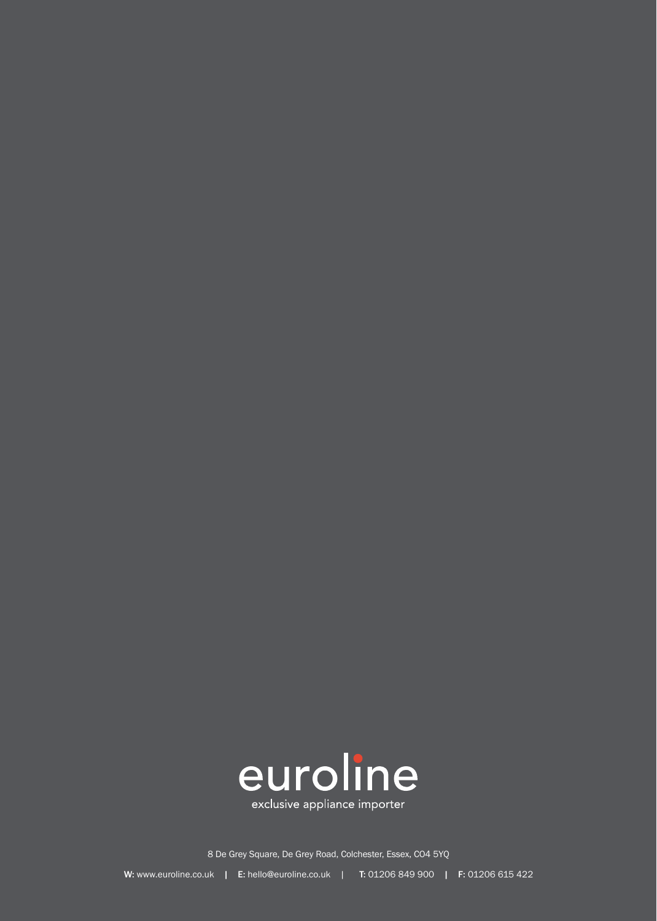euroline

exclusive appliance importer

8 De Grey Square, De Grey Road, Colchester, Essex, CO4 5YQ

**W:** www.euroline.co.uk | **E:** hello@euroline.co.uk | **T:** 01206 849 900 | **F:** 01206 615 422